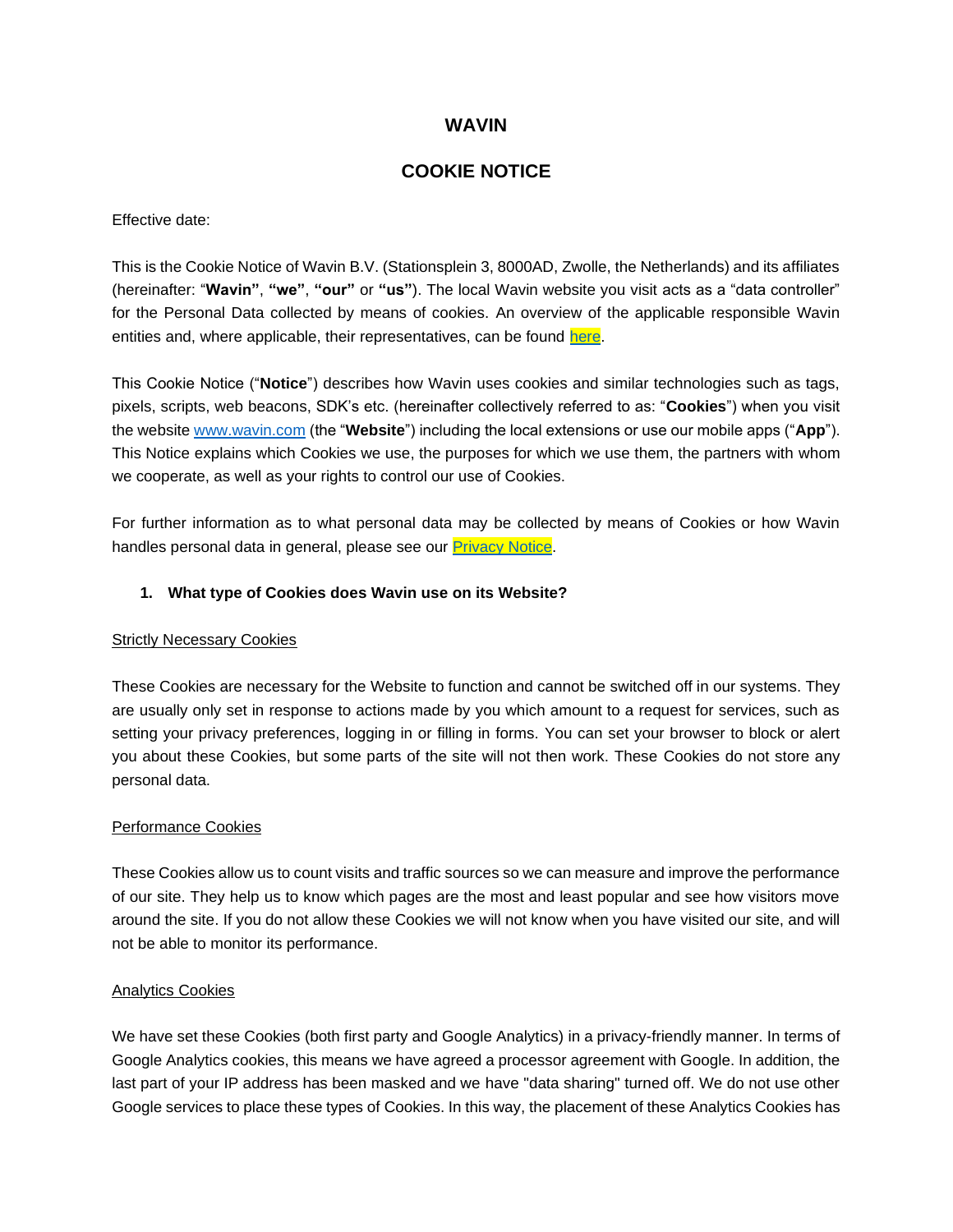# WAVIN

# COOKIE NOTICE

Effective date:

This is the Cookie Notice of Wavin B.V. (Stationsplein 3, 8000AD, Zwolle, the Netherlands) and its affiliates (hereinafter: "**Wavin"**, **"we"**, **"our"** or **"us"**). The local Wavin website you visit acts as a "data controller" for the Personal Data collected by means of cookies. An overview of the applicable responsible Wavin entities and, where applicable, their representatives, can be found here.

This Cookie Notice ("**Notice**") describes how Wavin uses cookies and similar technologies such as tags, pixels, scripts, web beacons, SDK's etc. (hereinafter collectively referred to as: "**Cookies**") when you visit the website www.wavin.com (the "**Website**") including the local extensions or use our mobile apps ("**App**"). This Notice explains which Cookies we use, the purposes for which we use them, the partners with whom we cooperate, as well as your rights to control our use of Cookies.

For further information as to what personal data may be collected by means of Cookies or how Wavin handles personal data in general, please see our Privacy Notice.

## 1. What type of Cookies does Wavin use on its Website?

### Strictly Necessary Cookies

These Cookies are necessary for the Website to function and cannot be switched off in our systems. They are usually only set in response to actions made by you which amount to a request for services, such as setting your privacy preferences, logging in or filling in forms. You can set your browser to block or alert you about these Cookies, but some parts of the site will not then work. These Cookies do not store any personal data.

### Performance Cookies

These Cookies allow us to count visits and traffic sources so we can measure and improve the performance of our site. They help us to know which pages are the most and least popular and see how visitors move around the site. If you do not allow these Cookies we will not know when you have visited our site, and will not be able to monitor its performance.

### Analytics Cookies

We have set these Cookies (both first party and Google Analytics) in a privacy-friendly manner. In terms of Google Analytics cookies, this means we have agreed a processor agreement with Google. In addition, the last part of your IP address has been masked and we have "data sharing" turned off. We do not use other Google services to place these types of Cookies. In this way, the placement of these Analytics Cookies has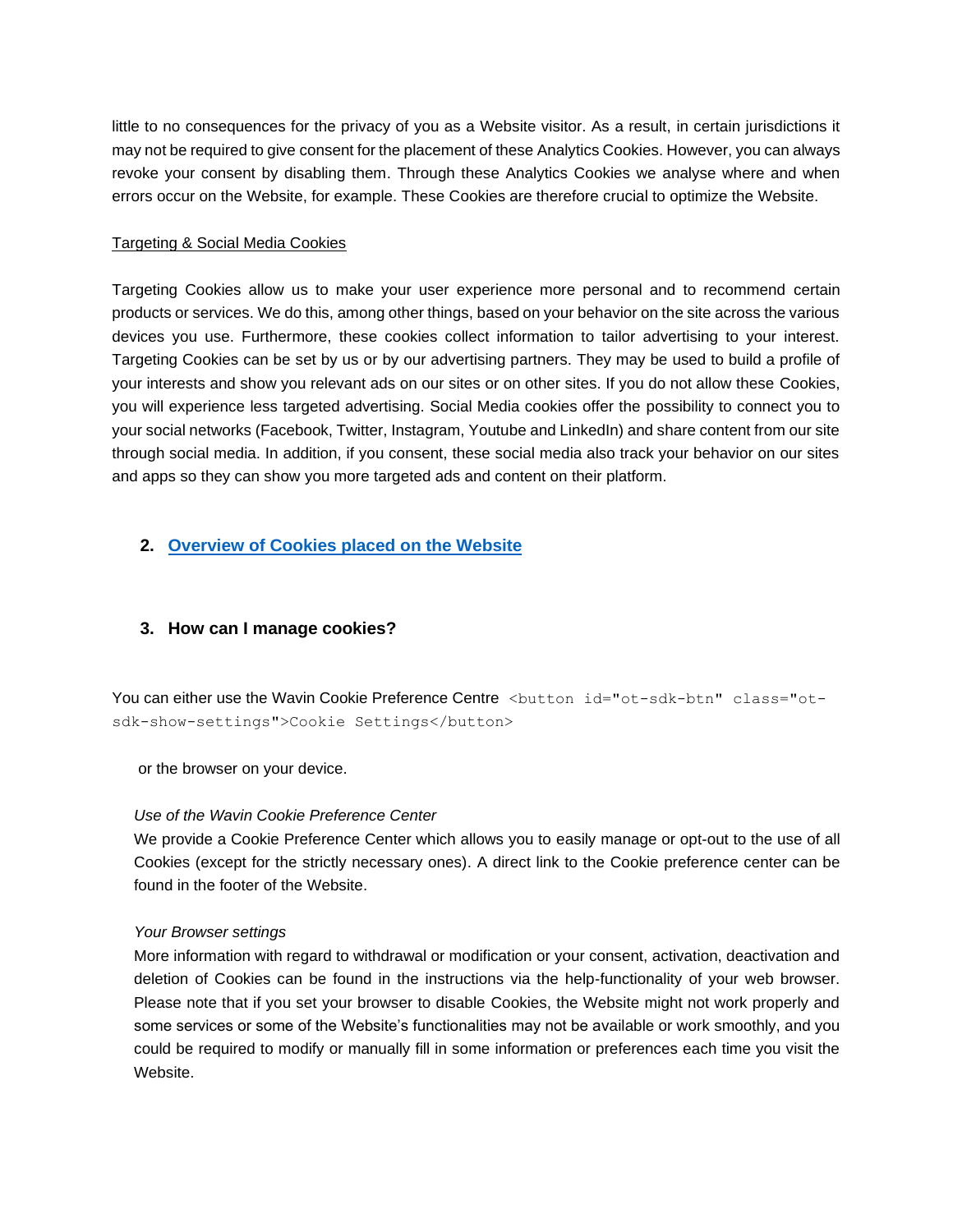little to no consequences for the privacy of you as a Website visitor. As a result, in certain jurisdictions it may not be required to give consent for the placement of these Analytics Cookies. However, you can always revoke your consent by disabling them. Through these Analytics Cookies we analyse where and when errors occur on the Website, for example. These Cookies are therefore crucial to optimize the Website.

<u>Targeting & Social Media Cookies</u>

Targeting Cookies allow us to make your user experience more personal and to recommend certain products or services. We do this, among other things, based on your behavior on the site across the various devices you use. Furthermore, these cookies collect information to tailor advertising to your interest. Targeting Cookies can be set by us or by our advertising partners. They may be used to build a profile of your interests and show you relevant ads on our sites or on other sites. If you do not allow these Cookies, you will experience less targeted advertising. Social Media cookies offer the possibility to connect you to your social networks (Facebook, Twitter, Instagram, Youtube and LinkedIn) and share content from our site through social media. In addition, if you consent, these social media also track your behavior on our sites and apps so they can show you more targeted ads and content on their platform.

## 2. Overview of Cookies placed on the Website

## 3. How can I manage cookies?

You can either use the Wavin Cookie Preference Centre `<button id="ot-sdk-btn" class="ot-sdk-show-settings">Cookie Settings</button>`

or the browser on your device.

*Use of the Wavin Cookie Preference Center*

We provide a Cookie Preference Center which allows you to easily manage or opt-out to the use of all Cookies (except for the strictly necessary ones). A direct link to the Cookie preference center can be found in the footer of the Website.

*Your Browser settings*

More information with regard to withdrawal or modification or your consent, activation, deactivation and deletion of Cookies can be found in the instructions via the help-functionality of your web browser. Please note that if you set your browser to disable Cookies, the Website might not work properly and some services or some of the Website's functionalities may not be available or work smoothly, and you could be required to modify or manually fill in some information or preferences each time you visit the Website.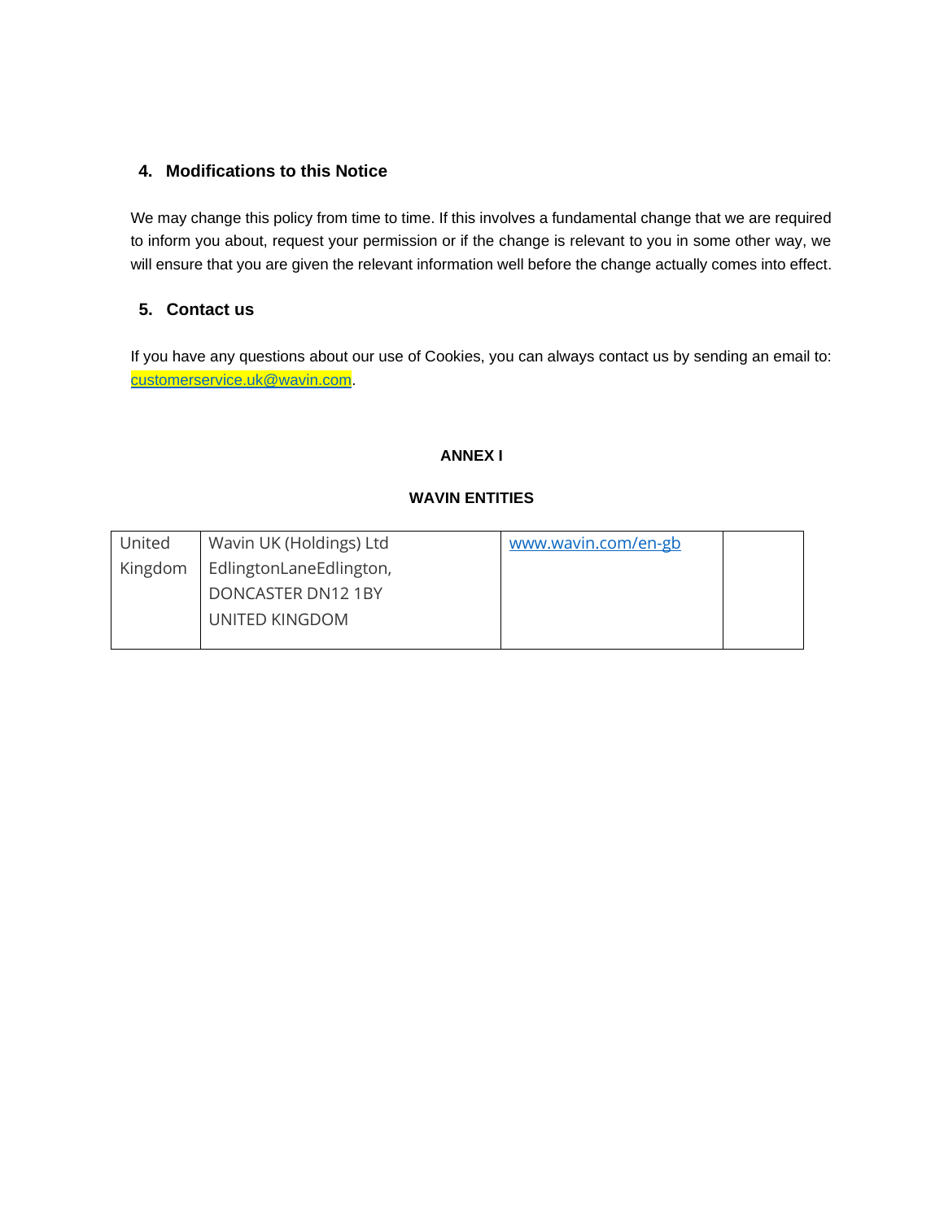## 4. Modifications to this Notice

We may change this policy from time to time. If this involves a fundamental change that we are required to inform you about, request your permission or if the change is relevant to you in some other way, we will ensure that you are given the relevant information well before the change actually comes into effect.

## 5. Contact us

If you have any questions about our use of Cookies, you can always contact us by sending an email to: customerservice.uk@wavin.com.

**ANNEX I**

**WAVIN ENTITIES**

| | | | |
|---|---|---|---|
| United Kingdom | Wavin UK (Holdings) Ltd EdlingtonLaneEdlington, DONCASTER DN12 1BY UNITED KINGDOM | www.wavin.com/en-gb | |